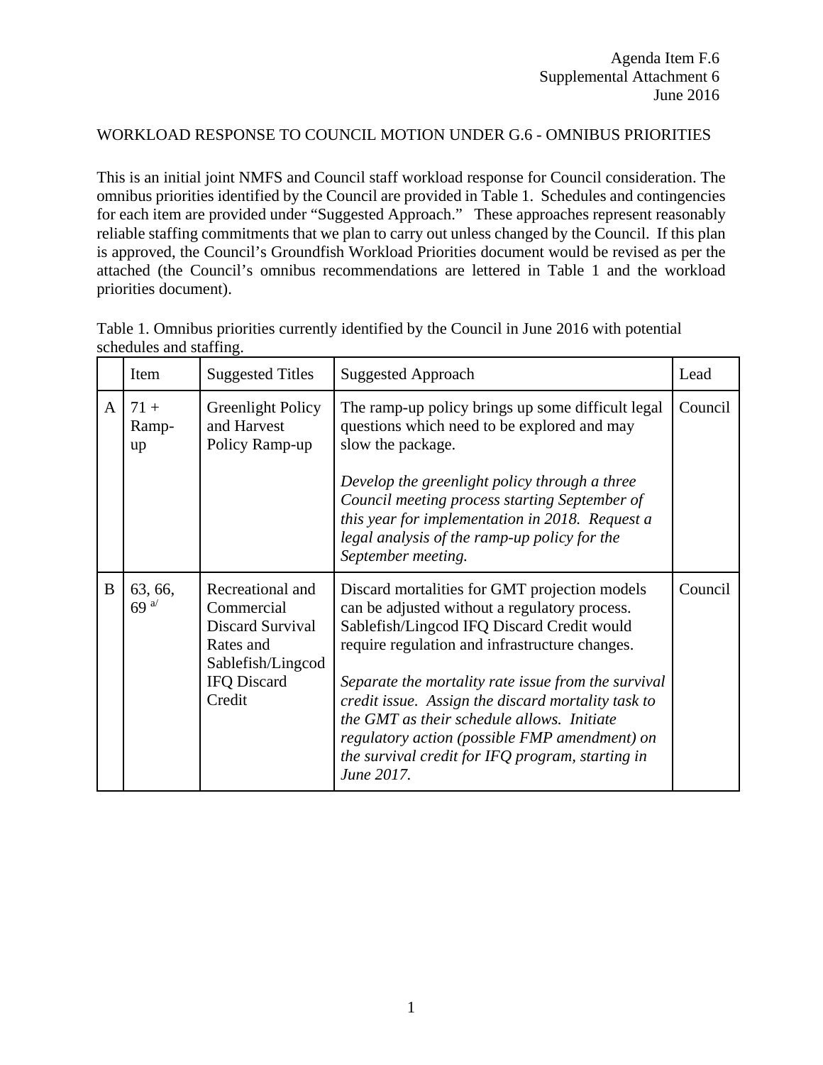Agenda Item F.6
Supplemental Attachment 6
June 2016

WORKLOAD RESPONSE TO COUNCIL MOTION UNDER G.6 - OMNIBUS PRIORITIES

This is an initial joint NMFS and Council staff workload response for Council consideration. The omnibus priorities identified by the Council are provided in Table 1. Schedules and contingencies for each item are provided under "Suggested Approach." These approaches represent reasonably reliable staffing commitments that we plan to carry out unless changed by the Council. If this plan is approved, the Council's Groundfish Workload Priorities document would be revised as per the attached (the Council's omnibus recommendations are lettered in Table 1 and the workload priorities document).

Table 1. Omnibus priorities currently identified by the Council in June 2016 with potential schedules and staffing.

| | Item | Suggested Titles | Suggested Approach | Lead |
|---|---|---|---|---|
| A | 71 + Ramp-up | Greenlight Policy and Harvest Policy Ramp-up | The ramp-up policy brings up some difficult legal questions which need to be explored and may slow the package.<br><br>*Develop the greenlight policy through a three Council meeting process starting September of this year for implementation in 2018. Request a legal analysis of the ramp-up policy for the September meeting.* | Council |
| B | 63, 66, 69 [a/] | Recreational and Commercial Discard Survival Rates and Sablefish/Lingcod IFQ Discard Credit | Discard mortalities for GMT projection models can be adjusted without a regulatory process. Sablefish/Lingcod IFQ Discard Credit would require regulation and infrastructure changes.<br><br>*Separate the mortality rate issue from the survival credit issue. Assign the discard mortality task to the GMT as their schedule allows. Initiate regulatory action (possible FMP amendment) on the survival credit for IFQ program, starting in June 2017.* | Council |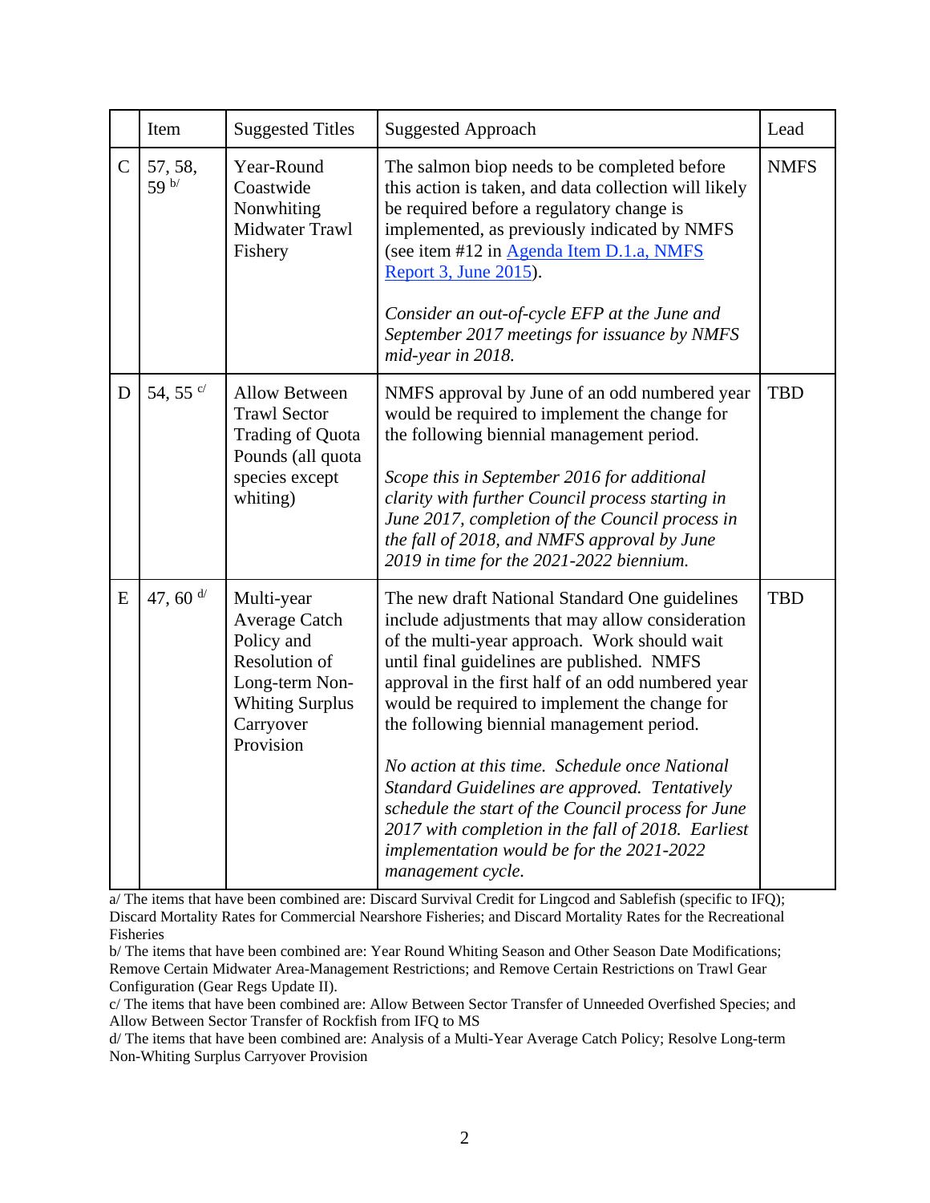| | Item | Suggested Titles | Suggested Approach | Lead |
|---|---|---|---|---|
| C | 57, 58, 59 [b/] | Year-Round Coastwide Nonwhiting Midwater Trawl Fishery | The salmon biop needs to be completed before this action is taken, and data collection will likely be required before a regulatory change is implemented, as previously indicated by NMFS (see item #12 in [Agenda Item D.1.a, NMFS Report 3, June 2015](#)).<br><br>*Consider an out-of-cycle EFP at the June and September 2017 meetings for issuance by NMFS mid-year in 2018.* | NMFS |
| D | 54, 55 [c/] | Allow Between Trawl Sector Trading of Quota Pounds (all quota species except whiting) | NMFS approval by June of an odd numbered year would be required to implement the change for the following biennial management period.<br><br>*Scope this in September 2016 for additional clarity with further Council process starting in June 2017, completion of the Council process in the fall of 2018, and NMFS approval by June 2019 in time for the 2021-2022 biennium.* | TBD |
| E | 47, 60 [d/] | Multi-year Average Catch Policy and Resolution of Long-term Non-Whiting Surplus Carryover Provision | The new draft National Standard One guidelines include adjustments that may allow consideration of the multi-year approach. Work should wait until final guidelines are published. NMFS approval in the first half of an odd numbered year would be required to implement the change for the following biennial management period.<br><br>*No action at this time. Schedule once National Standard Guidelines are approved. Tentatively schedule the start of the Council process for June 2017 with completion in the fall of 2018. Earliest implementation would be for the 2021-2022 management cycle.* | TBD |

a/ The items that have been combined are: Discard Survival Credit for Lingcod and Sablefish (specific to IFQ); Discard Mortality Rates for Commercial Nearshore Fisheries; and Discard Mortality Rates for the Recreational Fisheries

b/ The items that have been combined are: Year Round Whiting Season and Other Season Date Modifications; Remove Certain Midwater Area-Management Restrictions; and Remove Certain Restrictions on Trawl Gear Configuration (Gear Regs Update II).

c/ The items that have been combined are: Allow Between Sector Transfer of Unneeded Overfished Species; and Allow Between Sector Transfer of Rockfish from IFQ to MS

d/ The items that have been combined are: Analysis of a Multi-Year Average Catch Policy; Resolve Long-term Non-Whiting Surplus Carryover Provision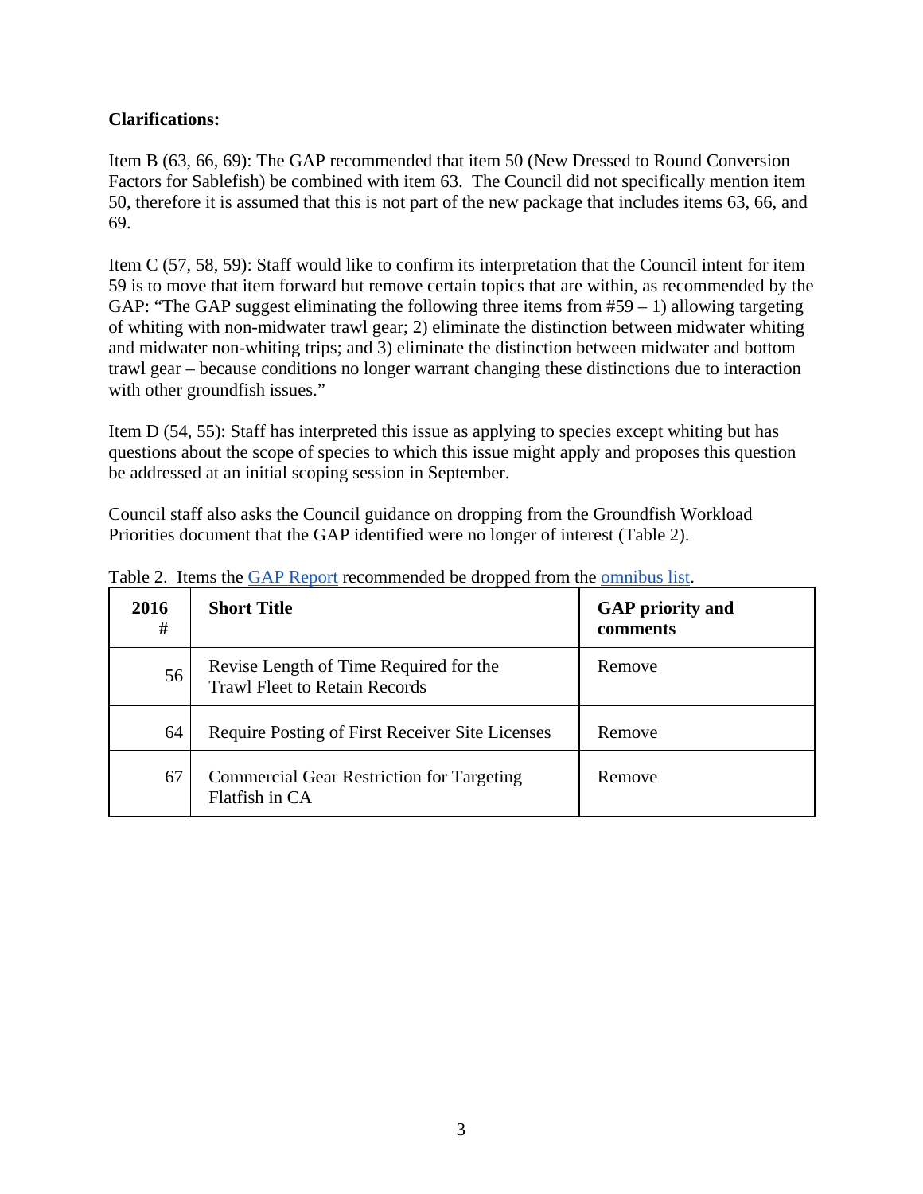**Clarifications:**

Item B (63, 66, 69): The GAP recommended that item 50 (New Dressed to Round Conversion Factors for Sablefish) be combined with item 63. The Council did not specifically mention item 50, therefore it is assumed that this is not part of the new package that includes items 63, 66, and 69.

Item C (57, 58, 59): Staff would like to confirm its interpretation that the Council intent for item 59 is to move that item forward but remove certain topics that are within, as recommended by the GAP: "The GAP suggest eliminating the following three items from #59 – 1) allowing targeting of whiting with non-midwater trawl gear; 2) eliminate the distinction between midwater whiting and midwater non-whiting trips; and 3) eliminate the distinction between midwater and bottom trawl gear – because conditions no longer warrant changing these distinctions due to interaction with other groundfish issues."

Item D (54, 55): Staff has interpreted this issue as applying to species except whiting but has questions about the scope of species to which this issue might apply and proposes this question be addressed at an initial scoping session in September.

Council staff also asks the Council guidance on dropping from the Groundfish Workload Priorities document that the GAP identified were no longer of interest (Table 2).

Table 2. Items the GAP Report recommended be dropped from the omnibus list.

| 2016 # | Short Title | GAP priority and comments |
|---|---|---|
| 56 | Revise Length of Time Required for the Trawl Fleet to Retain Records | Remove |
| 64 | Require Posting of First Receiver Site Licenses | Remove |
| 67 | Commercial Gear Restriction for Targeting Flatfish in CA | Remove |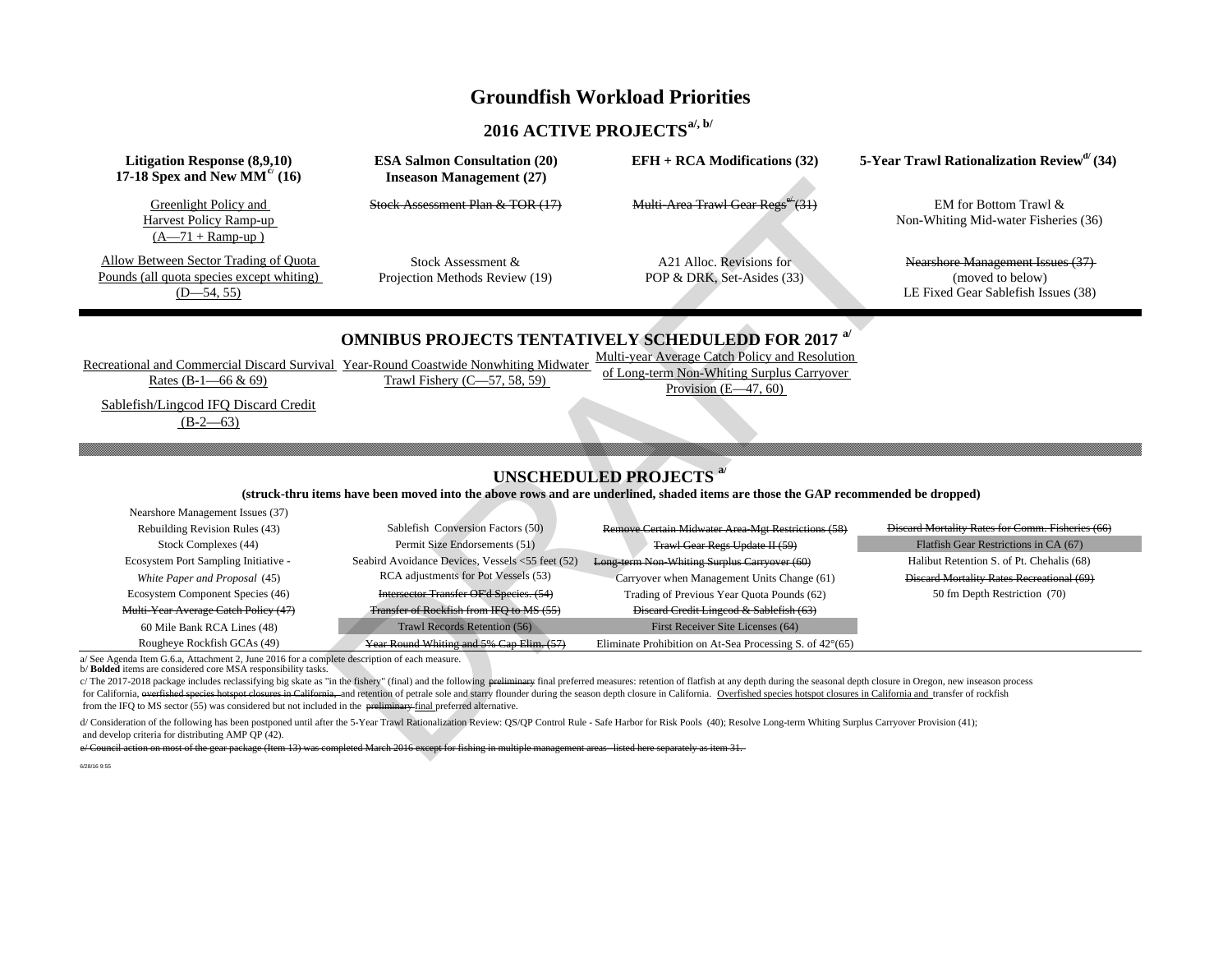# Groundfish Workload Priorities

## 2016 ACTIVE PROJECTS[a/, b/]

| **Litigation Response (8,9,10) 17-18 Spex and New MM[c/] (16)** | **ESA Salmon Consultation (20) Inseason Management (27)** | **EFH + RCA Modifications (32)** | **5-Year Trawl Rationalization Review[d/] (34)** |
|---|---|---|---|
| Greenlight Policy and Harvest Policy Ramp-up (A—71 + Ramp-up ) | ~~Stock Assessment Plan & TOR (17)~~ | ~~Multi-Area Trawl Gear Regs[e/] (31)~~ | EM for Bottom Trawl & Non-Whiting Mid-water Fisheries (36) |
| Allow Between Sector Trading of Quota Pounds (all quota species except whiting) (D—54, 55) | Stock Assessment & Projection Methods Review (19) | A21 Alloc. Revisions for POP & DRK, Set-Asides (33) | ~~Nearshore Management Issues (37)~~ (moved to below) LE Fixed Gear Sablefish Issues (38) |

## OMNIBUS PROJECTS TENTATIVELY SCHEDULEDD FOR 2017 [a/]

| | | |
|---|---|---|
| Recreational and Commercial Discard Survival Rates (B-1—66 & 69) | Year-Round Coastwide Nonwhiting Midwater Trawl Fishery (C—57, 58, 59) | Multi-year Average Catch Policy and Resolution of Long-term Non-Whiting Surplus Carryover Provision (E—47, 60) |
| Sablefish/Lingcod IFQ Discard Credit (B-2—63) | | |

## UNSCHEDULED PROJECTS [a/]

**(struck-thru items have been moved into the above rows and are underlined, shaded items are those the GAP recommended be dropped)**

| | | | |
|---|---|---|---|
| Nearshore Management Issues (37) | | | |
| Rebuilding Revision Rules (43) | Sablefish Conversion Factors (50) | ~~Remove Certain Midwater Area-Mgt Restrictions (58)~~ | ~~Discard Mortality Rates for Comm. Fisheries (66)~~ |
| Stock Complexes (44) | Permit Size Endorsements (51) | ~~Trawl Gear Regs Update II (59)~~ | Flatfish Gear Restrictions in CA (67) |
| Ecosystem Port Sampling Initiative - | Seabird Avoidance Devices, Vessels <55 feet (52) | ~~Long-term Non-Whiting Surplus Carryover (60)~~ | Halibut Retention S. of Pt. Chehalis (68) |
| *White Paper and Proposal* (45) | RCA adjustments for Pot Vessels (53) | Carryover when Management Units Change (61) | ~~Discard Mortality Rates Recreational (69)~~ |
| Ecosystem Component Species (46) | ~~Intersector Transfer OF'd Species. (54)~~ | Trading of Previous Year Quota Pounds (62) | 50 fm Depth Restriction (70) |
| ~~Multi-Year Average Catch Policy (47)~~ | ~~Transfer of Rockfish from IFQ to MS (55)~~ | ~~Discard Credit Lingcod & Sablefish (63)~~ | |
| 60 Mile Bank RCA Lines (48) | Trawl Records Retention (56) | First Receiver Site Licenses (64) | |
| Rougheye Rockfish GCAs (49) | ~~Year Round Whiting and 5% Cap Elim. (57)~~ | Eliminate Prohibition on At-Sea Processing S. of 42°(65) | |

a/ See Agenda Item G.6.a, Attachment 2, June 2016 for a complete description of each measure.
b/ **Bolded** items are considered core MSA responsibility tasks.
c/ The 2017-2018 package includes reclassifying big skate as "in the fishery" (final) and the following ~~preliminary~~ final preferred measures: retention of flatfish at any depth during the seasonal depth closure in Oregon, new inseason process for California, ~~overfished species hotspot closures in California,~~ and retention of petrale sole and starry flounder during the season depth closure in California. Overfished species hotspot closures in California and transfer of rockfish from the IFQ to MS sector (55) was considered but not included in the ~~preliminary~~ final preferred alternative.

d/ Consideration of the following has been postponed until after the 5-Year Trawl Rationalization Review: QS/QP Control Rule - Safe Harbor for Risk Pools (40); Resolve Long-term Whiting Surplus Carryover Provision (41); and develop criteria for distributing AMP QP (42).

~~e/ Council action on most of the gear package (Item 13) was completed March 2016 except for fishing in multiple management areas - listed here separately as item 31.~~

6/28/16 9:55